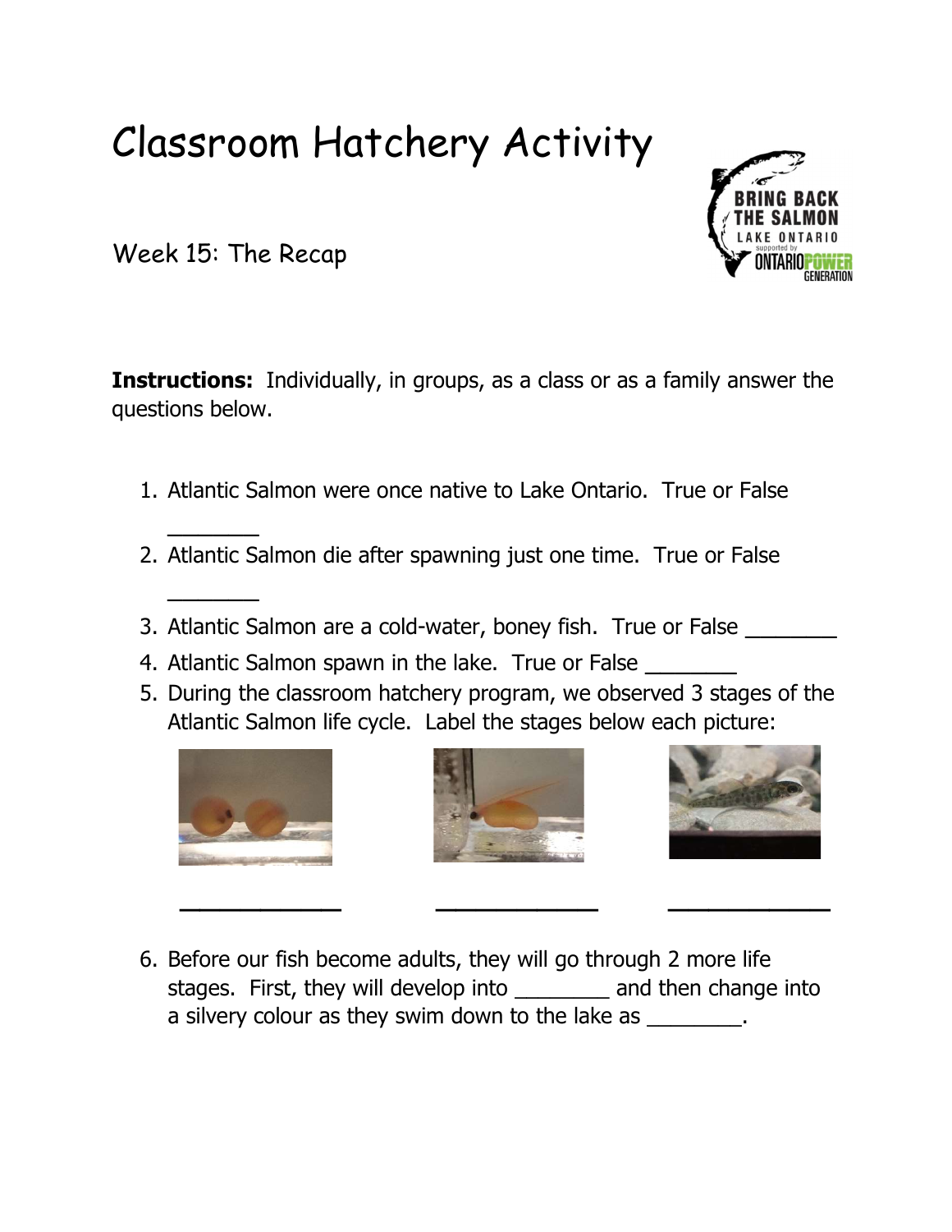# Classroom Hatchery Activity

## Week 15: The Recap

**Instructions:** Individually, in groups, as a class or as a family answer the questions below.

1. Atlantic Salmon were once native to Lake Ontario. True or False _______
2. Atlantic Salmon die after spawning just one time. True or False _______
3. Atlantic Salmon are a cold-water, boney fish. True or False _______
4. Atlantic Salmon spawn in the lake. True or False _______
5. During the classroom hatchery program, we observed 3 stages of the Atlantic Salmon life cycle. Label the stages below each picture:

   ____________ ____________ ____________

6. Before our fish become adults, they will go through 2 more life stages. First, they will develop into ________ and then change into a silvery colour as they swim down to the lake as ________.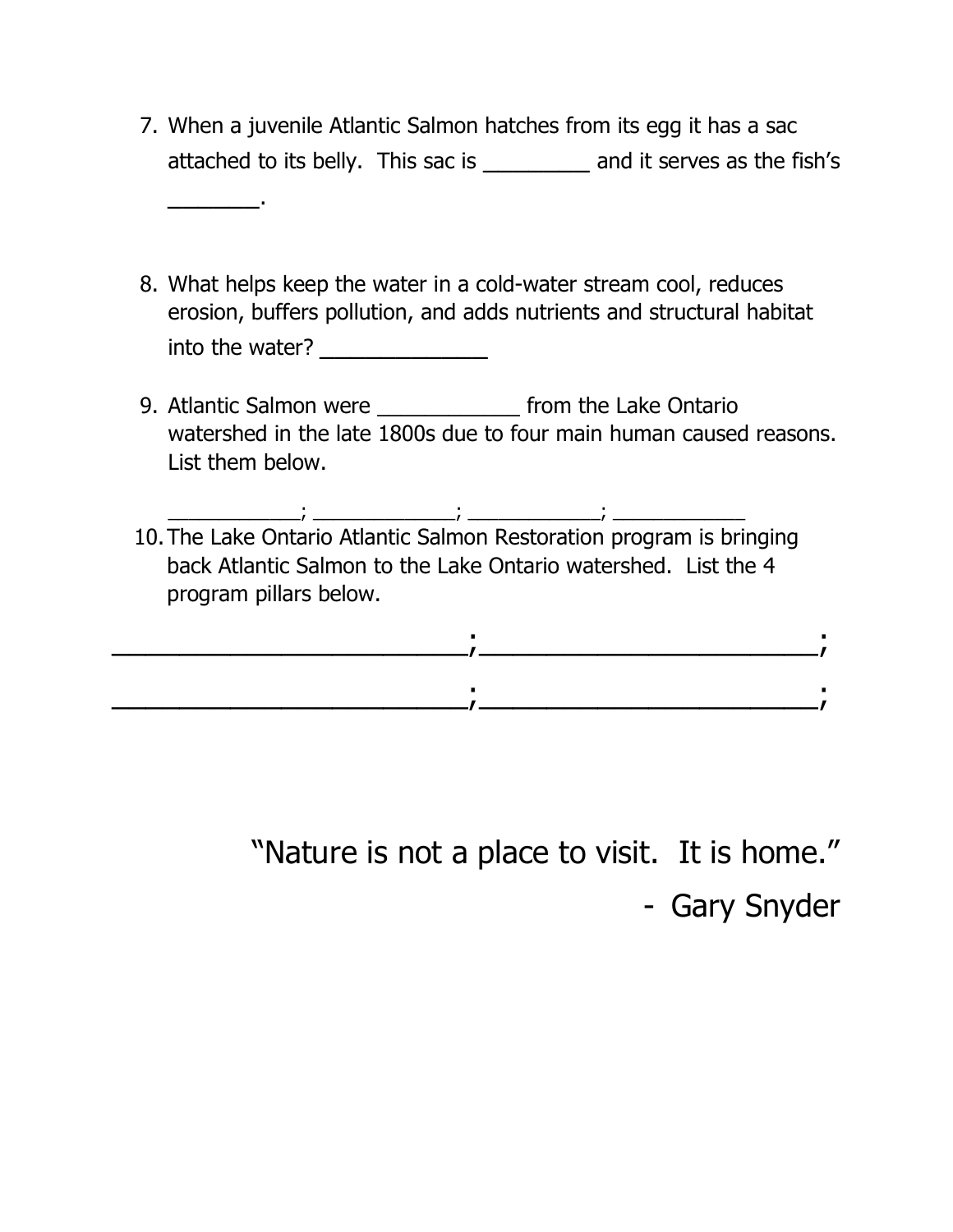7. When a juvenile Atlantic Salmon hatches from its egg it has a sac attached to its belly. This sac is _________ and it serves as the fish's _______.

8. What helps keep the water in a cold-water stream cool, reduces erosion, buffers pollution, and adds nutrients and structural habitat into the water? ______________

9. Atlantic Salmon were ____________ from the Lake Ontario watershed in the late 1800s due to four main human caused reasons. List them below.

   ___________; ____________; ___________; ___________

10. The Lake Ontario Atlantic Salmon Restoration program is bringing back Atlantic Salmon to the Lake Ontario watershed. List the 4 program pillars below.

_________________________;_______________________;

_________________________;_______________________;

"Nature is not a place to visit. It is home."

\- Gary Snyder